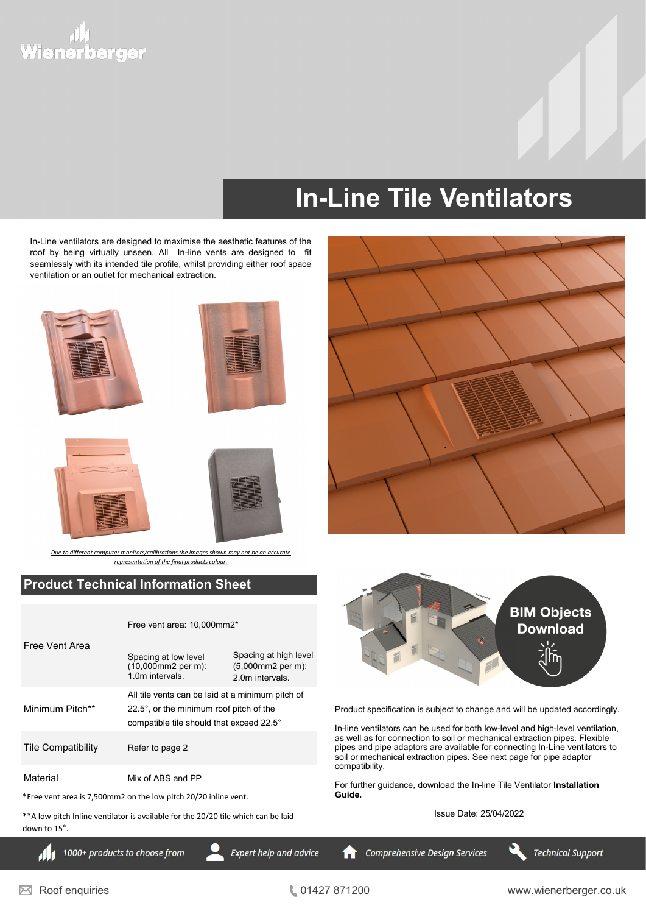Wienerberger

# In-Line Tile Ventilators

In-Line ventilators are designed to maximise the aesthetic features of the roof by being virtually unseen. All In-line vents are designed to fit seamlessly with its intended tile profile, whilst providing either roof space ventilation or an outlet for mechanical extraction.

*Due to different computer monitors/calibrations the images shown may not be an accurate representation of the final products colour.*

## Product Technical Information Sheet

| | | |
|---|---|---|
| Free Vent Area | Free vent area: 10,000mm2* | |
| | Spacing at low level (10,000mm2 per m): 1.0m intervals. | Spacing at high level (5,000mm2 per m): 2.0m intervals. |
| Minimum Pitch** | All tile vents can be laid at a minimum pitch of 22.5°, or the minimum roof pitch of the compatible tile should that exceed 22.5° | |
| Tile Compatibility | Refer to page 2 | |
| Material | Mix of ABS and PP | |

*Free vent area is 7,500mm2 on the low pitch 20/20 inline vent.

**A low pitch Inline ventilator is available for the 20/20 tile which can be laid down to 15°.

**BIM Objects Download**

Product specification is subject to change and will be updated accordingly.

In-line ventilators can be used for both low-level and high-level ventilation, as well as for connection to soil or mechanical extraction pipes. Flexible pipes and pipe adaptors are available for connecting In-Line ventilators to soil or mechanical extraction pipes. See next page for pipe adaptor compatibility.

For further guidance, download the In-line Tile Ventilator **Installation Guide.**

Issue Date: 25/04/2022

*1000+ products to choose from* | *Expert help and advice* | *Comprehensive Design Services* | *Technical Support*

Roof enquiries | 01427 871200 | www.wienerberger.co.uk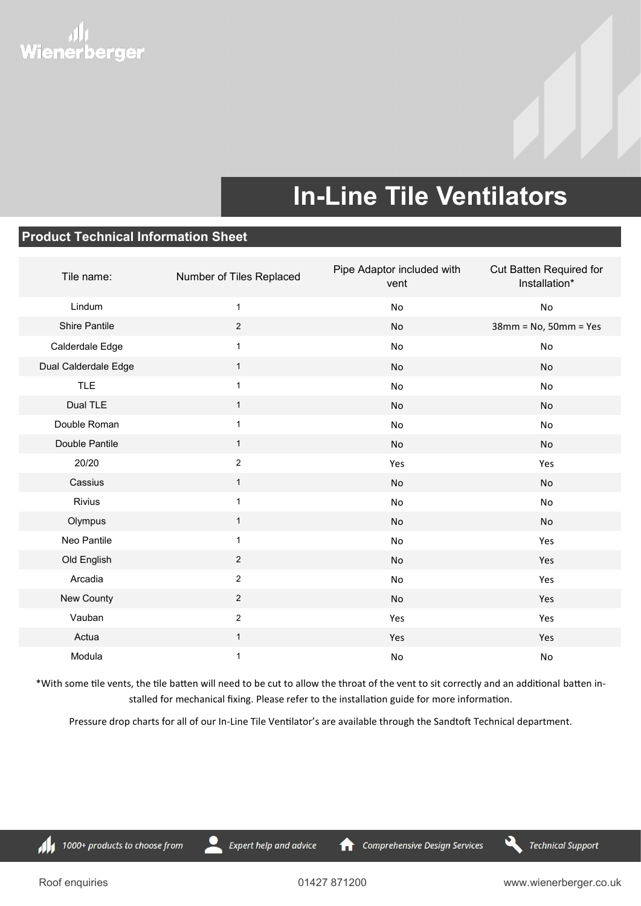# In-Line Tile Ventilators

## Product Technical Information Sheet

| Tile name: | Number of Tiles Replaced | Pipe Adaptor included with vent | Cut Batten Required for Installation* |
|---|---|---|---|
| Lindum | 1 | No | No |
| Shire Pantile | 2 | No | 38mm = No, 50mm = Yes |
| Calderdale Edge | 1 | No | No |
| Dual Calderdale Edge | 1 | No | No |
| TLE | 1 | No | No |
| Dual TLE | 1 | No | No |
| Double Roman | 1 | No | No |
| Double Pantile | 1 | No | No |
| 20/20 | 2 | Yes | Yes |
| Cassius | 1 | No | No |
| Rivius | 1 | No | No |
| Olympus | 1 | No | No |
| Neo Pantile | 1 | No | Yes |
| Old English | 2 | No | Yes |
| Arcadia | 2 | No | Yes |
| New County | 2 | No | Yes |
| Vauban | 2 | Yes | Yes |
| Actua | 1 | Yes | Yes |
| Modula | 1 | No | No |

*With some tile vents, the tile batten will need to be cut to allow the throat of the vent to sit correctly and an additional batten installed for mechanical fixing. Please refer to the installation guide for more information.

Pressure drop charts for all of our In-Line Tile Ventilator's are available through the Sandtoft Technical department.

1000+ products to choose from | Expert help and advice | Comprehensive Design Services | Technical Support

Roof enquiries 01427 871200 www.wienerberger.co.uk